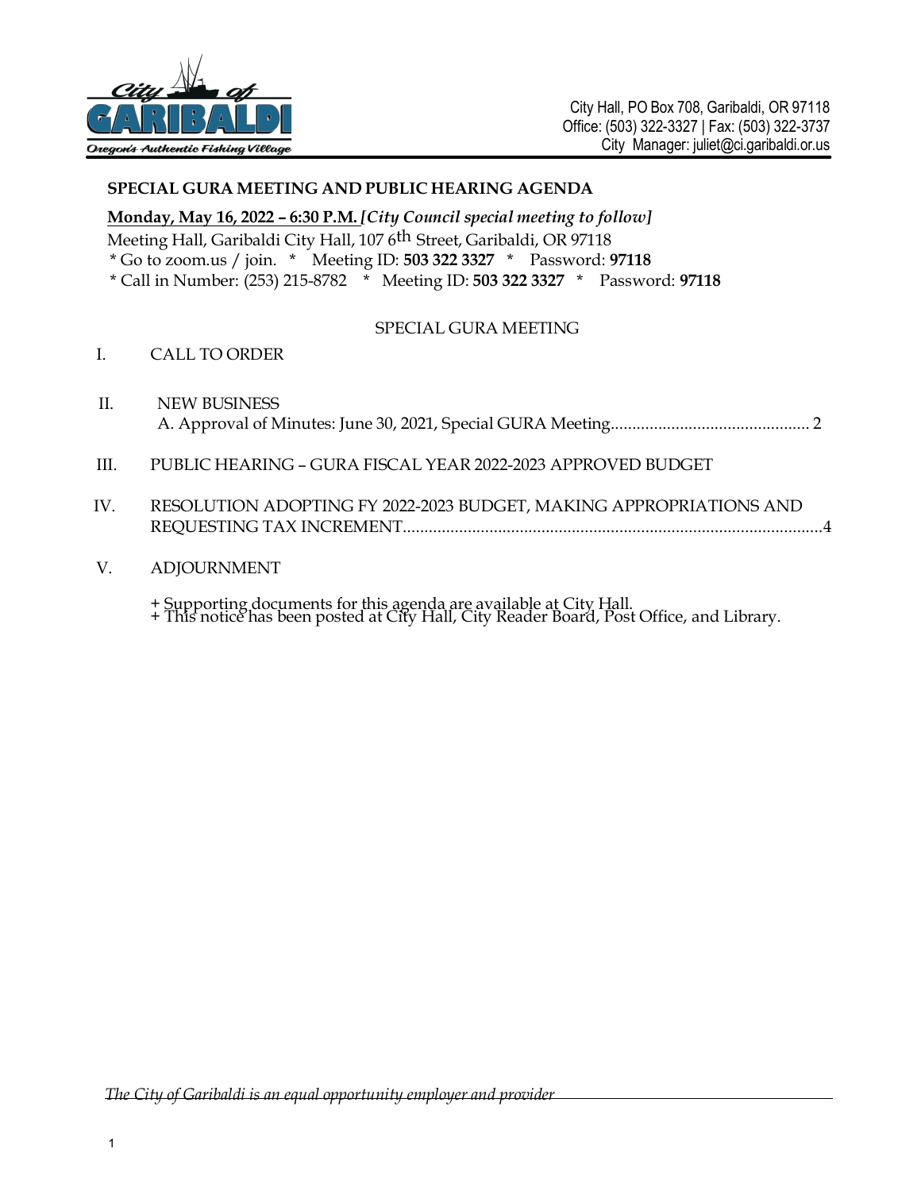City Hall, PO Box 708, Garibaldi, OR 97118
Office: (503) 322-3327 | Fax: (503) 322-3737
City Manager: juliet@ci.garibaldi.or.us

## SPECIAL GURA MEETING AND PUBLIC HEARING AGENDA

**Monday, May 16, 2022 – 6:30 P.M.** ***[City Council special meeting to follow]***

Meeting Hall, Garibaldi City Hall, 107 6th Street, Garibaldi, OR 97118
* Go to zoom.us / join. * Meeting ID: **503 322 3327** * Password: **97118**
* Call in Number: (253) 215-8782 * Meeting ID: **503 322 3327** * Password: **97118**

### SPECIAL GURA MEETING

I. CALL TO ORDER

II. NEW BUSINESS
 A. Approval of Minutes: June 30, 2021, Special GURA Meeting.............................................. 2

III. PUBLIC HEARING – GURA FISCAL YEAR 2022-2023 APPROVED BUDGET

IV. RESOLUTION ADOPTING FY 2022-2023 BUDGET, MAKING APPROPRIATIONS AND REQUESTING TAX INCREMENT.................................................................................................4

V. ADJOURNMENT

+ Supporting documents for this agenda are available at City Hall.
+ This notice has been posted at City Hall, City Reader Board, Post Office, and Library.

*The City of Garibaldi is an equal opportunity employer and provider*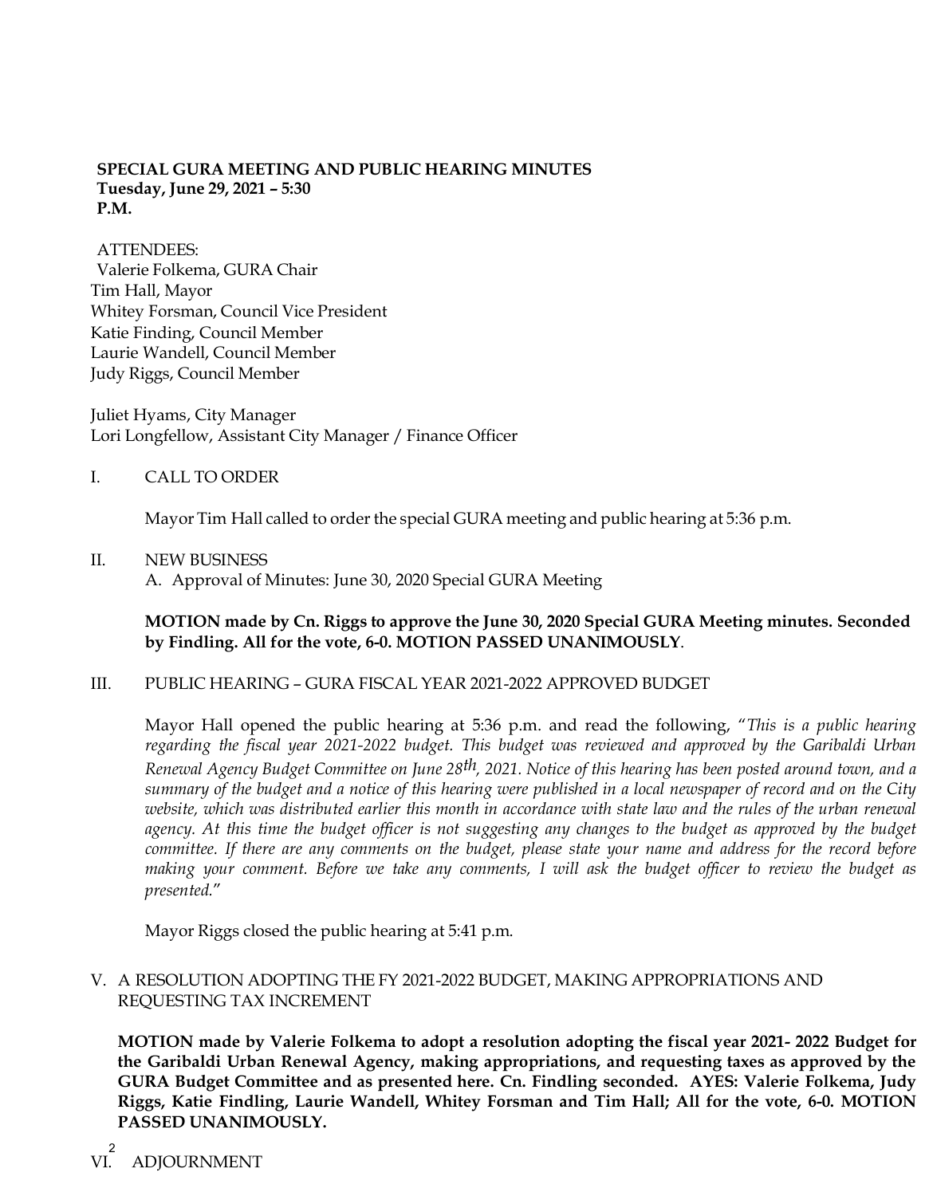**SPECIAL GURA MEETING AND PUBLIC HEARING MINUTES**
**Tuesday, June 29, 2021 – 5:30 P.M.**

ATTENDEES:
Valerie Folkema, GURA Chair
Tim Hall, Mayor
Whitey Forsman, Council Vice President
Katie Finding, Council Member
Laurie Wandell, Council Member
Judy Riggs, Council Member

Juliet Hyams, City Manager
Lori Longfellow, Assistant City Manager / Finance Officer

I. CALL TO ORDER

Mayor Tim Hall called to order the special GURA meeting and public hearing at 5:36 p.m.

II. NEW BUSINESS

A. Approval of Minutes: June 30, 2020 Special GURA Meeting

**MOTION made by Cn. Riggs to approve the June 30, 2020 Special GURA Meeting minutes. Seconded by Findling. All for the vote, 6-0. MOTION PASSED UNANIMOUSLY**.

III. PUBLIC HEARING – GURA FISCAL YEAR 2021-2022 APPROVED BUDGET

Mayor Hall opened the public hearing at 5:36 p.m. and read the following, "*This is a public hearing regarding the fiscal year 2021-2022 budget. This budget was reviewed and approved by the Garibaldi Urban Renewal Agency Budget Committee on June 28th, 2021. Notice of this hearing has been posted around town, and a summary of the budget and a notice of this hearing were published in a local newspaper of record and on the City website, which was distributed earlier this month in accordance with state law and the rules of the urban renewal agency. At this time the budget officer is not suggesting any changes to the budget as approved by the budget committee. If there are any comments on the budget, please state your name and address for the record before making your comment. Before we take any comments, I will ask the budget officer to review the budget as presented.*"

Mayor Riggs closed the public hearing at 5:41 p.m.

V. A RESOLUTION ADOPTING THE FY 2021-2022 BUDGET, MAKING APPROPRIATIONS AND REQUESTING TAX INCREMENT

**MOTION made by Valerie Folkema to adopt a resolution adopting the fiscal year 2021- 2022 Budget for the Garibaldi Urban Renewal Agency, making appropriations, and requesting taxes as approved by the GURA Budget Committee and as presented here. Cn. Findling seconded. AYES: Valerie Folkema, Judy Riggs, Katie Findling, Laurie Wandell, Whitey Forsman and Tim Hall; All for the vote, 6-0. MOTION PASSED UNANIMOUSLY.**

VI. ADJOURNMENT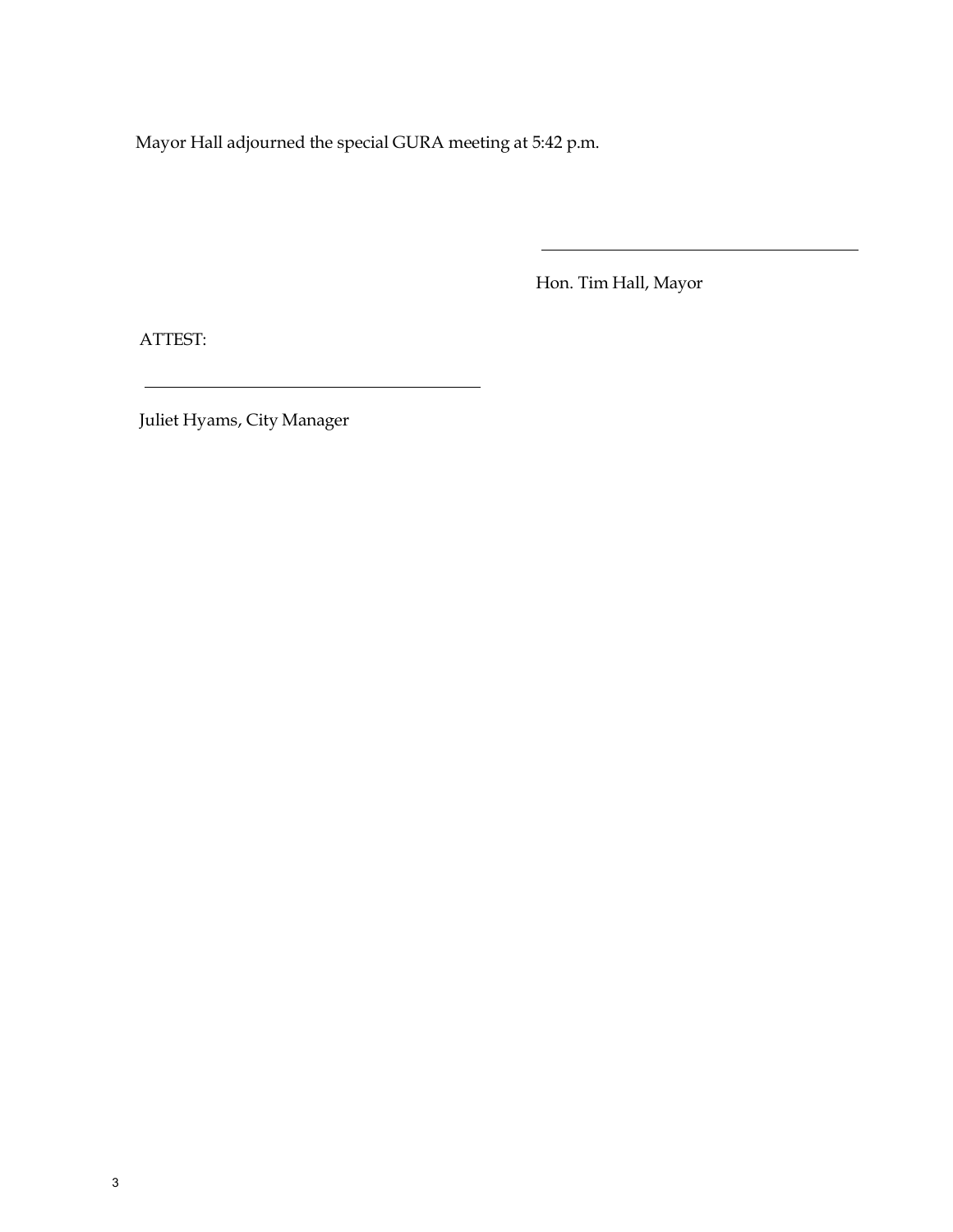Mayor Hall adjourned the special GURA meeting at 5:42 p.m.

\_\_\_\_\_\_\_\_\_\_\_\_\_\_\_\_\_\_\_\_\_\_\_\_\_\_\_\_\_\_\_\_\_\_\_\_\_\_

Hon. Tim Hall, Mayor

ATTEST:

\_\_\_\_\_\_\_\_\_\_\_\_\_\_\_\_\_\_\_\_\_\_\_\_\_\_\_\_\_\_\_\_\_\_\_\_\_\_

Juliet Hyams, City Manager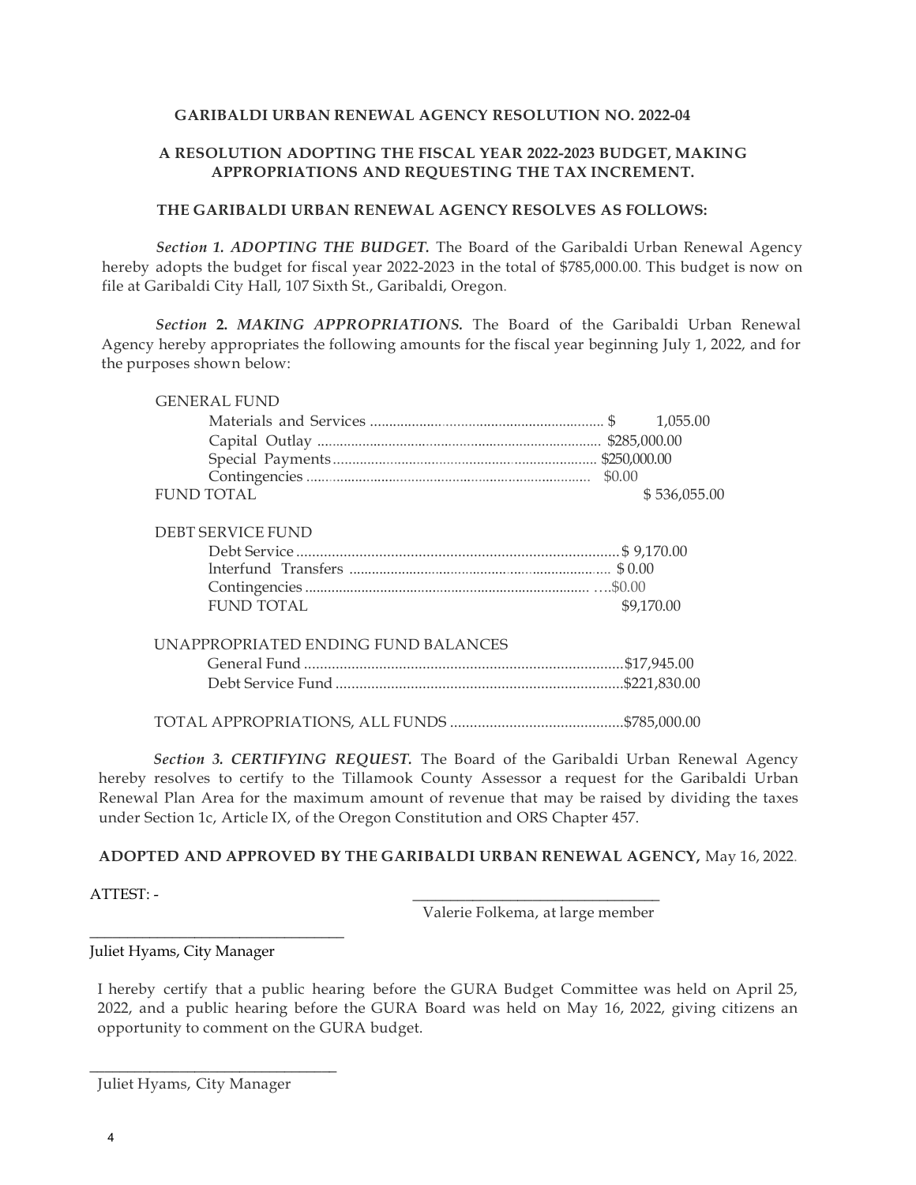**GARIBALDI URBAN RENEWAL AGENCY RESOLUTION NO. 2022-04**

**A RESOLUTION ADOPTING THE FISCAL YEAR 2022-2023 BUDGET, MAKING APPROPRIATIONS AND REQUESTING THE TAX INCREMENT.**

**THE GARIBALDI URBAN RENEWAL AGENCY RESOLVES AS FOLLOWS:**

***Section 1. ADOPTING THE BUDGET.*** The Board of the Garibaldi Urban Renewal Agency hereby adopts the budget for fiscal year 2022-2023 in the total of $785,000.00. This budget is now on file at Garibaldi City Hall, 107 Sixth St., Garibaldi, Oregon.

***Section 2. MAKING APPROPRIATIONS.*** The Board of the Garibaldi Urban Renewal Agency hereby appropriates the following amounts for the fiscal year beginning July 1, 2022, and for the purposes shown below:

| | |
|---|---|
| GENERAL FUND | |
| Materials and Services | $ 1,055.00 |
| Capital Outlay | $285,000.00 |
| Special Payments | $250,000.00 |
| Contingencies | $0.00 |
| FUND TOTAL | $ 536,055.00 |
| | |
| DEBT SERVICE FUND | |
| Debt Service | $ 9,170.00 |
| Interfund Transfers | $ 0.00 |
| Contingencies | $0.00 |
| FUND TOTAL | $9,170.00 |
| | |
| UNAPPROPRIATED ENDING FUND BALANCES | |
| General Fund | $17,945.00 |
| Debt Service Fund | $221,830.00 |
| | |
| TOTAL APPROPRIATIONS, ALL FUNDS | $785,000.00 |

***Section 3. CERTIFYING REQUEST.*** The Board of the Garibaldi Urban Renewal Agency hereby resolves to certify to the Tillamook County Assessor a request for the Garibaldi Urban Renewal Plan Area for the maximum amount of revenue that may be raised by dividing the taxes under Section 1c, Article IX, of the Oregon Constitution and ORS Chapter 457.

**ADOPTED AND APPROVED BY THE GARIBALDI URBAN RENEWAL AGENCY,** May 16, 2022.

ATTEST: -

\_\_\_\_\_\_\_\_\_\_\_\_\_\_\_\_\_\_\_\_\_\_\_\_\_\_\_\_\_\_\_\_
Valerie Folkema, at large member

\_\_\_\_\_\_\_\_\_\_\_\_\_\_\_\_\_\_\_\_\_\_\_\_\_\_\_\_\_\_\_\_
Juliet Hyams, City Manager

I hereby certify that a public hearing before the GURA Budget Committee was held on April 25, 2022, and a public hearing before the GURA Board was held on May 16, 2022, giving citizens an opportunity to comment on the GURA budget.

\_\_\_\_\_\_\_\_\_\_\_\_\_\_\_\_\_\_\_\_\_\_\_\_\_\_\_\_\_\_\_\_
Juliet Hyams, City Manager